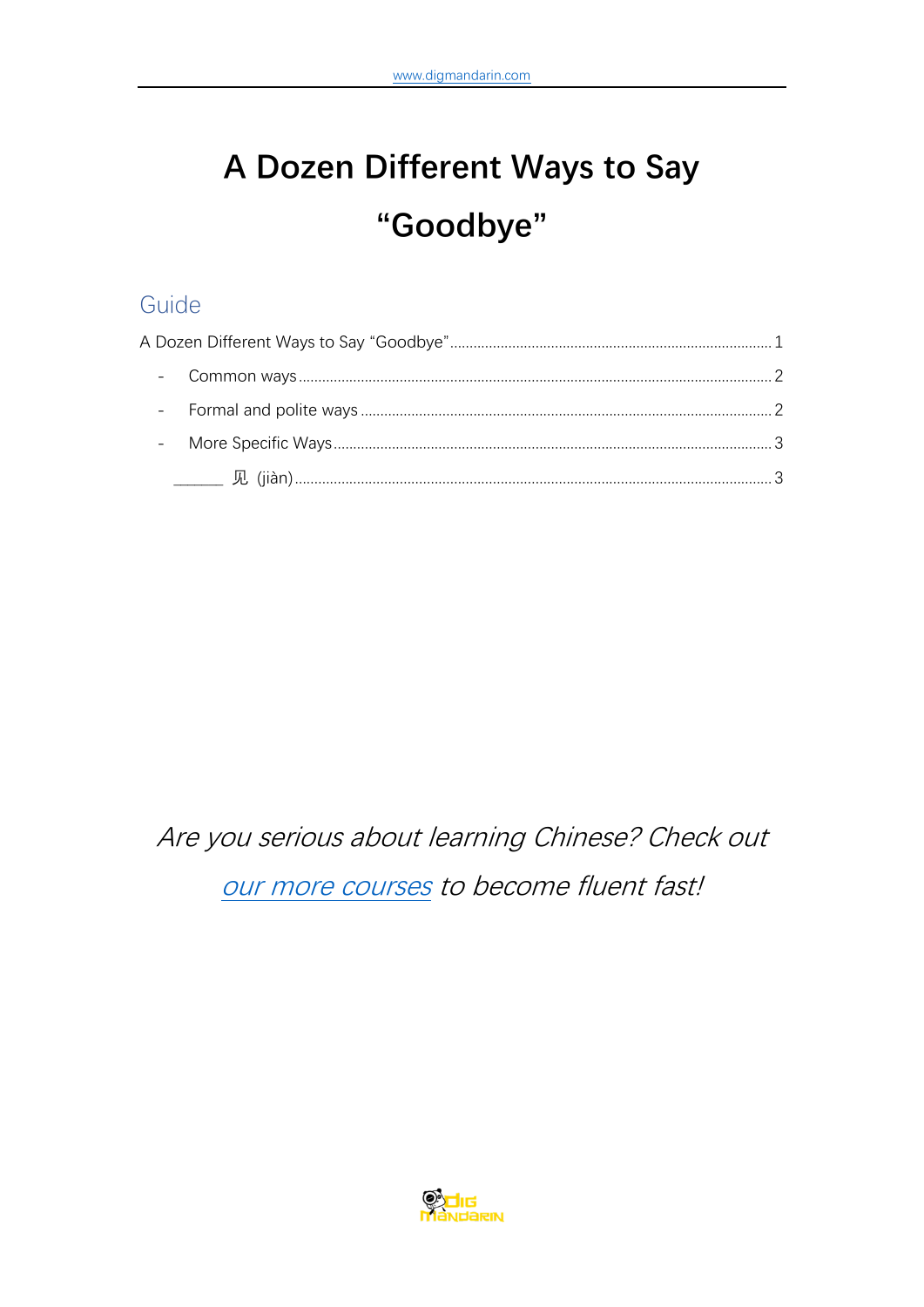# A Dozen Different Ways to Say "Goodbye"

## Guide

A Dozen Different Ways to Say "Goodbye" ........ 1

- Common ways ........ 2
- Formal and polite ways ........ 2
- More Specific Ways ........ 3

    ______ 见 (jiàn) ........ 3

*Are you serious about learning Chinese? Check out our more courses to become fluent fast!*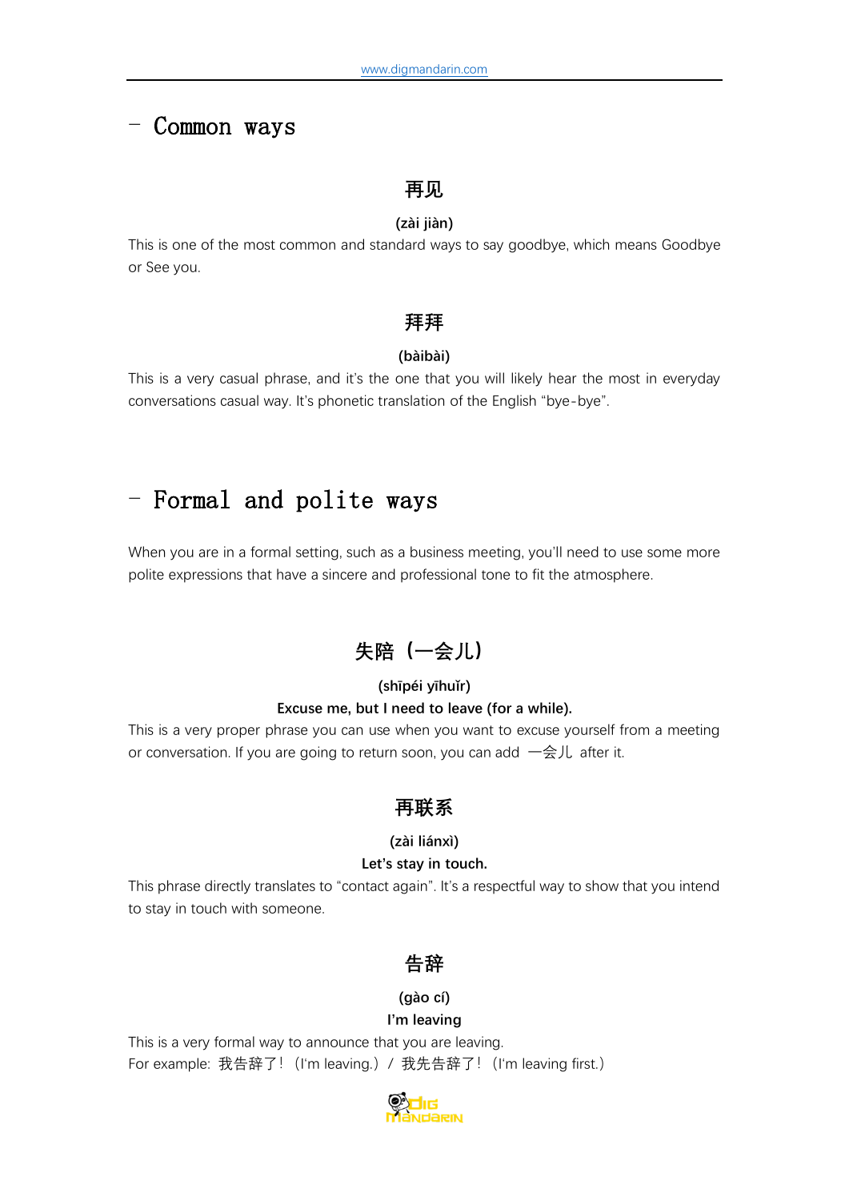## – Common ways

### 再见

**(zài jiàn)**

This is one of the most common and standard ways to say goodbye, which means Goodbye or See you.

### 拜拜

**(bàibài)**

This is a very casual phrase, and it's the one that you will likely hear the most in everyday conversations casual way. It's phonetic translation of the English "bye-bye".

## – Formal and polite ways

When you are in a formal setting, such as a business meeting, you'll need to use some more polite expressions that have a sincere and professional tone to fit the atmosphere.

### 失陪（一会儿）

**(shīpéi yīhuǐr)**

**Excuse me, but I need to leave (for a while).**

This is a very proper phrase you can use when you want to excuse yourself from a meeting or conversation. If you are going to return soon, you can add 一会儿 after it.

### 再联系

**(zài liánxì)**

**Let's stay in touch.**

This phrase directly translates to "contact again". It's a respectful way to show that you intend to stay in touch with someone.

### 告辞

**(gào cí)**

**I'm leaving**

This is a very formal way to announce that you are leaving.
For example: 我告辞了！（I'm leaving.）/ 我先告辞了！（I'm leaving first.）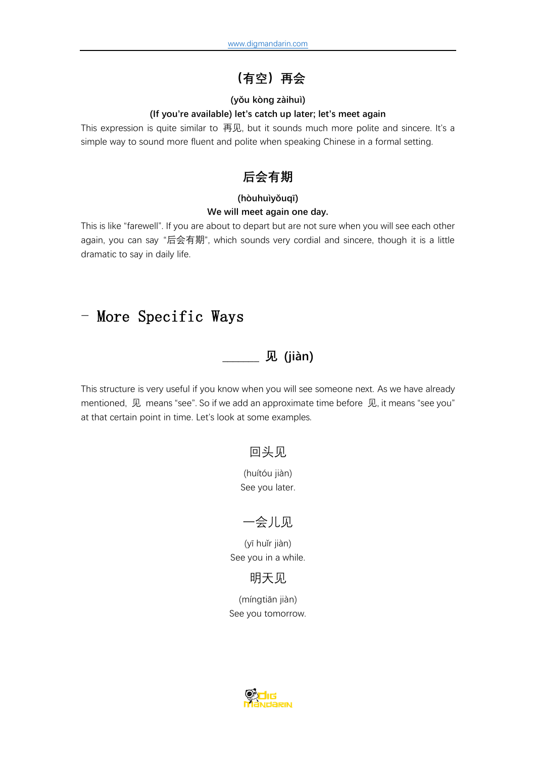## （有空）再会

**(yǒu kòng zàihuì)**

**(If you're available) let's catch up later; let's meet again**

This expression is quite similar to 再见, but it sounds much more polite and sincere. It's a simple way to sound more fluent and polite when speaking Chinese in a formal setting.

## 后会有期

**(hòuhuìyǒuqī)**

**We will meet again one day.**

This is like "farewell". If you are about to depart but are not sure when you will see each other again, you can say "后会有期", which sounds very cordial and sincere, though it is a little dramatic to say in daily life.

# – More Specific Ways

## ______ 见 (jiàn)

This structure is very useful if you know when you will see someone next. As we have already mentioned, 见 means "see". So if we add an approximate time before 见, it means "see you" at that certain point in time. Let's look at some examples.

回头见

(huítóu jiàn)

See you later.

一会儿见

(yī huǐr jiàn)

See you in a while.

明天见

(míngtiān jiàn)

See you tomorrow.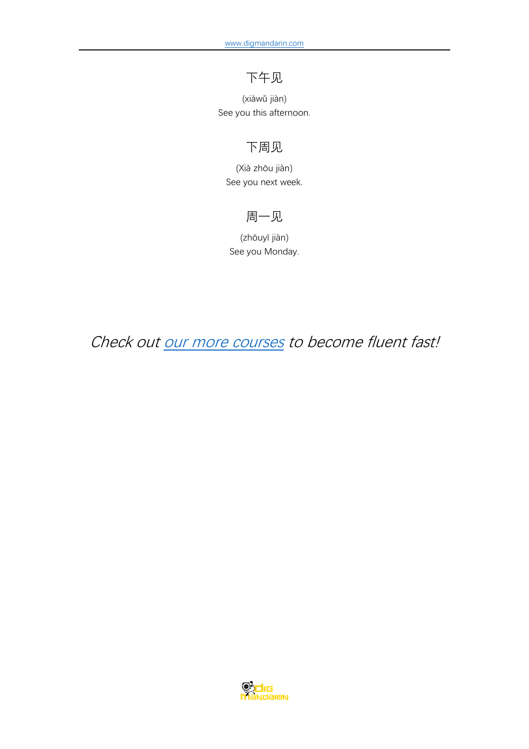下午见

(xiàwǔ jiàn)
See you this afternoon.

下周见

(Xià zhōu jiàn)
See you next week.

周一见

(zhōuyī jiàn)
See you Monday.

*Check out our more courses to become fluent fast!*